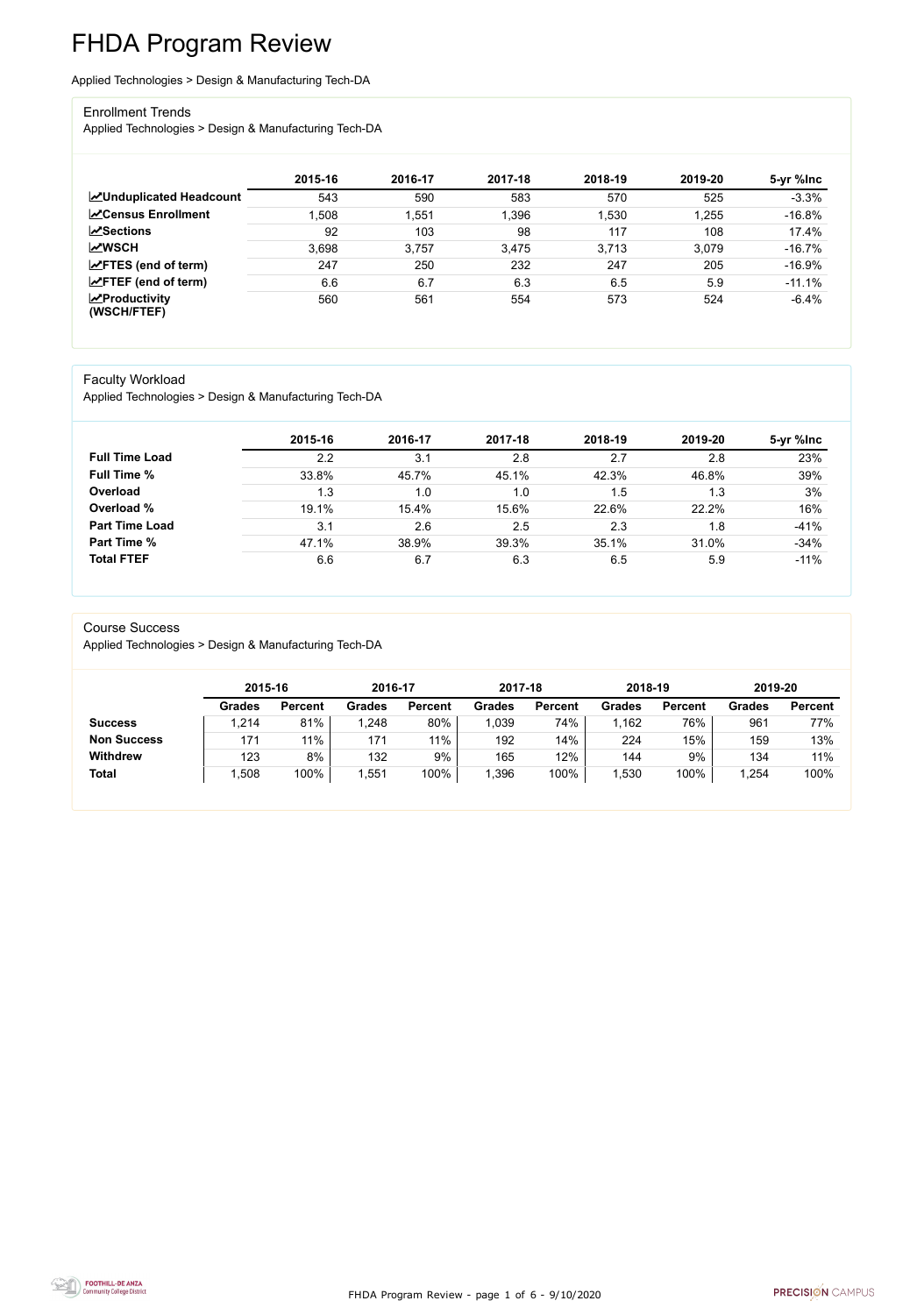# FHDA Program Review

Applied Technologies > Design & Manufacturing Tech-DA

## Enrollment Trends

Applied Technologies > Design & Manufacturing Tech-DA

| | 2015-16 | 2016-17 | 2017-18 | 2018-19 | 2019-20 | 5-yr %Inc |
|---|---|---|---|---|---|---|
| **Unduplicated Headcount** | 543 | 590 | 583 | 570 | 525 | -3.3% |
| **Census Enrollment** | 1,508 | 1,551 | 1,396 | 1,530 | 1,255 | -16.8% |
| **Sections** | 92 | 103 | 98 | 117 | 108 | 17.4% |
| **WSCH** | 3,698 | 3,757 | 3,475 | 3,713 | 3,079 | -16.7% |
| **FTES (end of term)** | 247 | 250 | 232 | 247 | 205 | -16.9% |
| **FTEF (end of term)** | 6.6 | 6.7 | 6.3 | 6.5 | 5.9 | -11.1% |
| **Productivity (WSCH/FTEF)** | 560 | 561 | 554 | 573 | 524 | -6.4% |

## Faculty Workload

Applied Technologies > Design & Manufacturing Tech-DA

| | 2015-16 | 2016-17 | 2017-18 | 2018-19 | 2019-20 | 5-yr %Inc |
|---|---|---|---|---|---|---|
| **Full Time Load** | 2.2 | 3.1 | 2.8 | 2.7 | 2.8 | 23% |
| **Full Time %** | 33.8% | 45.7% | 45.1% | 42.3% | 46.8% | 39% |
| **Overload** | 1.3 | 1.0 | 1.0 | 1.5 | 1.3 | 3% |
| **Overload %** | 19.1% | 15.4% | 15.6% | 22.6% | 22.2% | 16% |
| **Part Time Load** | 3.1 | 2.6 | 2.5 | 2.3 | 1.8 | -41% |
| **Part Time %** | 47.1% | 38.9% | 39.3% | 35.1% | 31.0% | -34% |
| **Total FTEF** | 6.6 | 6.7 | 6.3 | 6.5 | 5.9 | -11% |

## Course Success

Applied Technologies > Design & Manufacturing Tech-DA

| | 2015-16 | | 2016-17 | | 2017-18 | | 2018-19 | | 2019-20 | |
|---|---|---|---|---|---|---|---|---|---|---|
| | **Grades** | **Percent** | **Grades** | **Percent** | **Grades** | **Percent** | **Grades** | **Percent** | **Grades** | **Percent** |
| **Success** | 1,214 | 81% | 1,248 | 80% | 1,039 | 74% | 1,162 | 76% | 961 | 77% |
| **Non Success** | 171 | 11% | 171 | 11% | 192 | 14% | 224 | 15% | 159 | 13% |
| **Withdrew** | 123 | 8% | 132 | 9% | 165 | 12% | 144 | 9% | 134 | 11% |
| **Total** | 1,508 | 100% | 1,551 | 100% | 1,396 | 100% | 1,530 | 100% | 1,254 | 100% |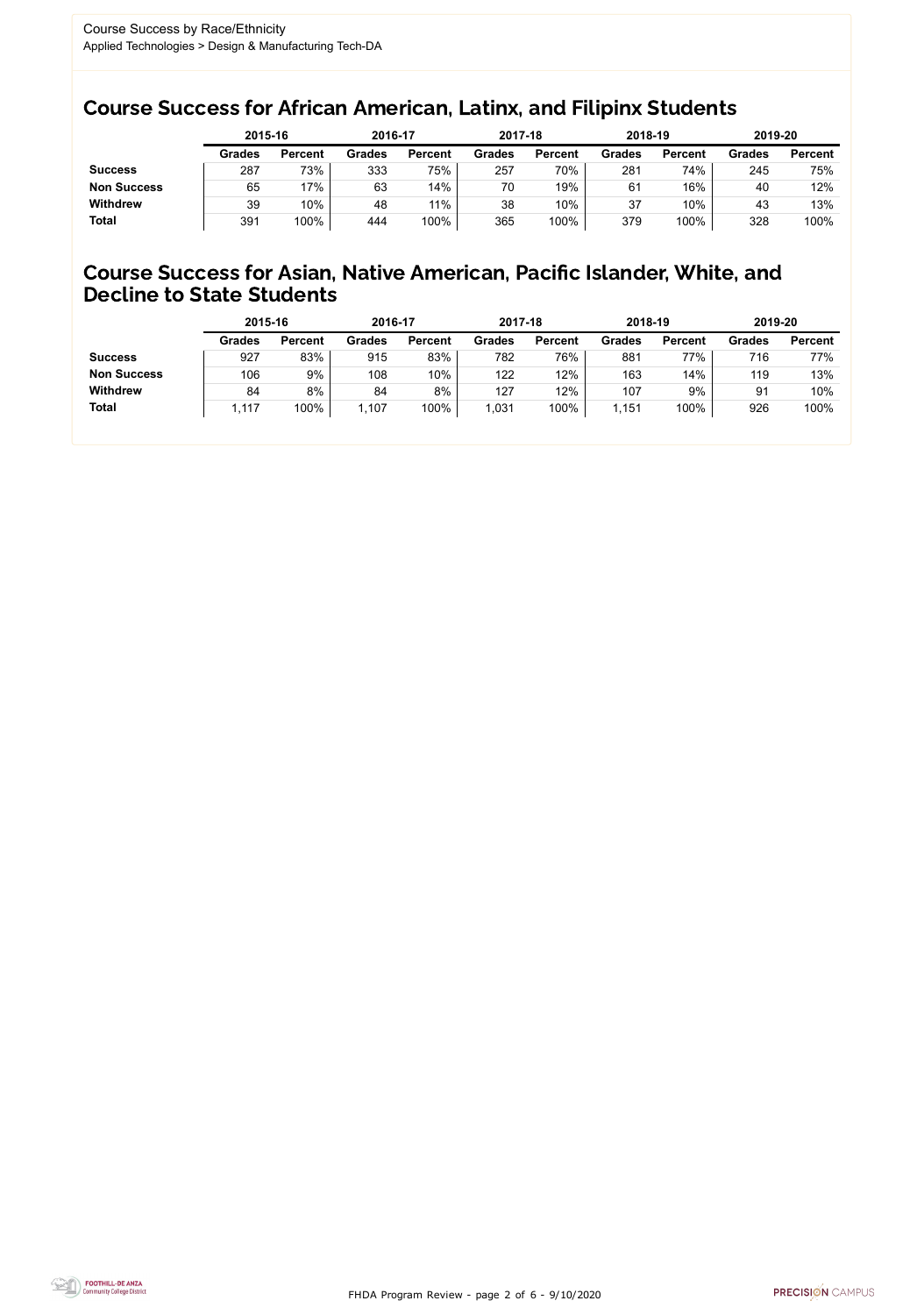Course Success by Race/Ethnicity
Applied Technologies > Design & Manufacturing Tech-DA

## Course Success for African American, Latinx, and Filipinx Students

| | 2015-16 | | 2016-17 | | 2017-18 | | 2018-19 | | 2019-20 | |
|---|---|---|---|---|---|---|---|---|---|---|
| | Grades | Percent | Grades | Percent | Grades | Percent | Grades | Percent | Grades | Percent |
| **Success** | 287 | 73% | 333 | 75% | 257 | 70% | 281 | 74% | 245 | 75% |
| **Non Success** | 65 | 17% | 63 | 14% | 70 | 19% | 61 | 16% | 40 | 12% |
| **Withdrew** | 39 | 10% | 48 | 11% | 38 | 10% | 37 | 10% | 43 | 13% |
| **Total** | 391 | 100% | 444 | 100% | 365 | 100% | 379 | 100% | 328 | 100% |

## Course Success for Asian, Native American, Pacific Islander, White, and Decline to State Students

| | 2015-16 | | 2016-17 | | 2017-18 | | 2018-19 | | 2019-20 | |
|---|---|---|---|---|---|---|---|---|---|---|
| | Grades | Percent | Grades | Percent | Grades | Percent | Grades | Percent | Grades | Percent |
| **Success** | 927 | 83% | 915 | 83% | 782 | 76% | 881 | 77% | 716 | 77% |
| **Non Success** | 106 | 9% | 108 | 10% | 122 | 12% | 163 | 14% | 119 | 13% |
| **Withdrew** | 84 | 8% | 84 | 8% | 127 | 12% | 107 | 9% | 91 | 10% |
| **Total** | 1,117 | 100% | 1,107 | 100% | 1,031 | 100% | 1,151 | 100% | 926 | 100% |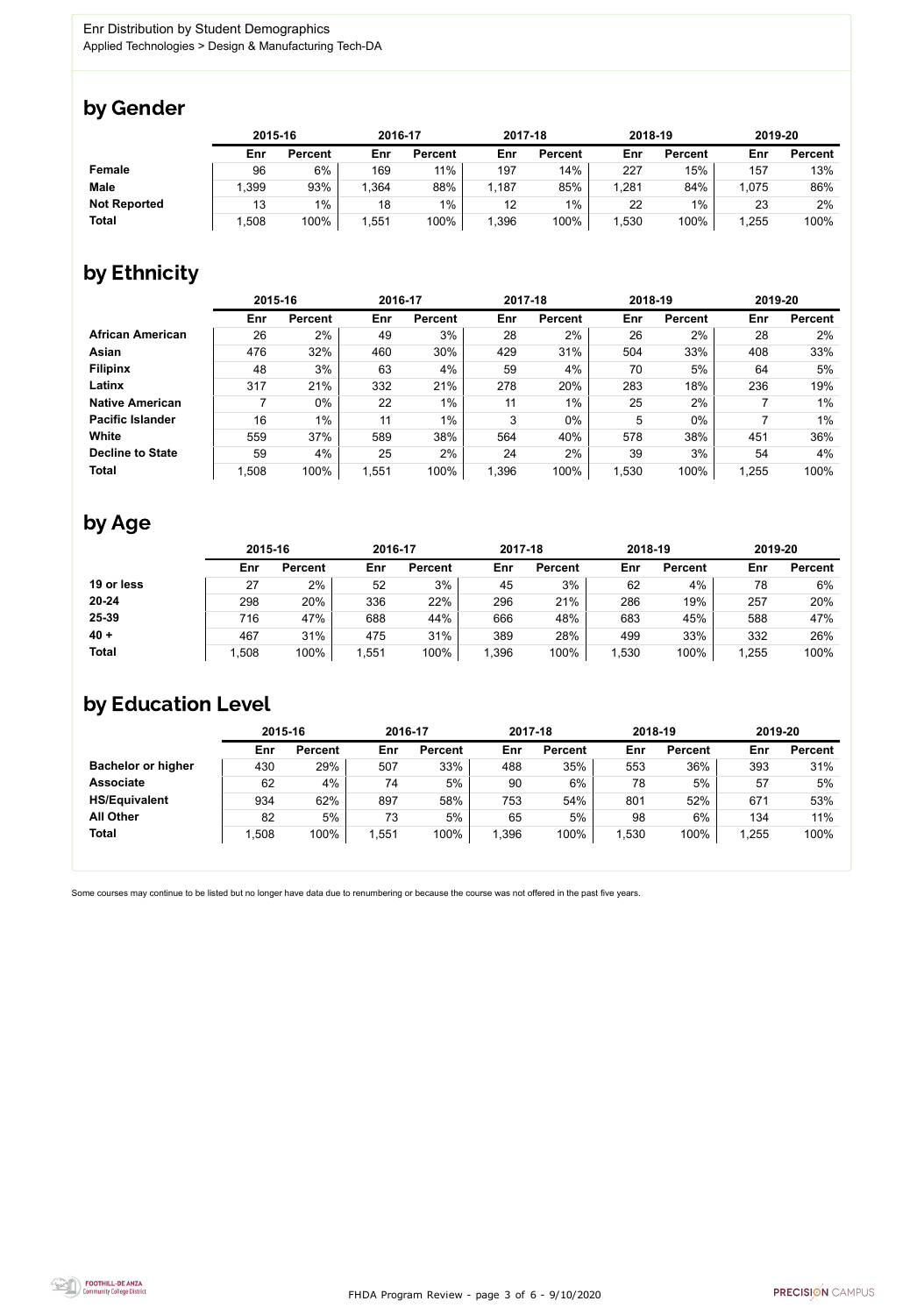Enr Distribution by Student Demographics
Applied Technologies > Design & Manufacturing Tech-DA

## by Gender

| | 2015-16 | | 2016-17 | | 2017-18 | | 2018-19 | | 2019-20 | |
|---|---|---|---|---|---|---|---|---|---|---|
| | Enr | Percent | Enr | Percent | Enr | Percent | Enr | Percent | Enr | Percent |
| **Female** | 96 | 6% | 169 | 11% | 197 | 14% | 227 | 15% | 157 | 13% |
| **Male** | 1,399 | 93% | 1,364 | 88% | 1,187 | 85% | 1,281 | 84% | 1,075 | 86% |
| **Not Reported** | 13 | 1% | 18 | 1% | 12 | 1% | 22 | 1% | 23 | 2% |
| **Total** | 1,508 | 100% | 1,551 | 100% | 1,396 | 100% | 1,530 | 100% | 1,255 | 100% |

## by Ethnicity

| | 2015-16 | | 2016-17 | | 2017-18 | | 2018-19 | | 2019-20 | |
|---|---|---|---|---|---|---|---|---|---|---|
| | Enr | Percent | Enr | Percent | Enr | Percent | Enr | Percent | Enr | Percent |
| **African American** | 26 | 2% | 49 | 3% | 28 | 2% | 26 | 2% | 28 | 2% |
| **Asian** | 476 | 32% | 460 | 30% | 429 | 31% | 504 | 33% | 408 | 33% |
| **Filipinx** | 48 | 3% | 63 | 4% | 59 | 4% | 70 | 5% | 64 | 5% |
| **Latinx** | 317 | 21% | 332 | 21% | 278 | 20% | 283 | 18% | 236 | 19% |
| **Native American** | 7 | 0% | 22 | 1% | 11 | 1% | 25 | 2% | 7 | 1% |
| **Pacific Islander** | 16 | 1% | 11 | 1% | 3 | 0% | 5 | 0% | 7 | 1% |
| **White** | 559 | 37% | 589 | 38% | 564 | 40% | 578 | 38% | 451 | 36% |
| **Decline to State** | 59 | 4% | 25 | 2% | 24 | 2% | 39 | 3% | 54 | 4% |
| **Total** | 1,508 | 100% | 1,551 | 100% | 1,396 | 100% | 1,530 | 100% | 1,255 | 100% |

## by Age

| | 2015-16 | | 2016-17 | | 2017-18 | | 2018-19 | | 2019-20 | |
|---|---|---|---|---|---|---|---|---|---|---|
| | Enr | Percent | Enr | Percent | Enr | Percent | Enr | Percent | Enr | Percent |
| **19 or less** | 27 | 2% | 52 | 3% | 45 | 3% | 62 | 4% | 78 | 6% |
| **20-24** | 298 | 20% | 336 | 22% | 296 | 21% | 286 | 19% | 257 | 20% |
| **25-39** | 716 | 47% | 688 | 44% | 666 | 48% | 683 | 45% | 588 | 47% |
| **40 +** | 467 | 31% | 475 | 31% | 389 | 28% | 499 | 33% | 332 | 26% |
| **Total** | 1,508 | 100% | 1,551 | 100% | 1,396 | 100% | 1,530 | 100% | 1,255 | 100% |

## by Education Level

| | 2015-16 | | 2016-17 | | 2017-18 | | 2018-19 | | 2019-20 | |
|---|---|---|---|---|---|---|---|---|---|---|
| | Enr | Percent | Enr | Percent | Enr | Percent | Enr | Percent | Enr | Percent |
| **Bachelor or higher** | 430 | 29% | 507 | 33% | 488 | 35% | 553 | 36% | 393 | 31% |
| **Associate** | 62 | 4% | 74 | 5% | 90 | 6% | 78 | 5% | 57 | 5% |
| **HS/Equivalent** | 934 | 62% | 897 | 58% | 753 | 54% | 801 | 52% | 671 | 53% |
| **All Other** | 82 | 5% | 73 | 5% | 65 | 5% | 98 | 6% | 134 | 11% |
| **Total** | 1,508 | 100% | 1,551 | 100% | 1,396 | 100% | 1,530 | 100% | 1,255 | 100% |

Some courses may continue to be listed but no longer have data due to renumbering or because the course was not offered in the past five years.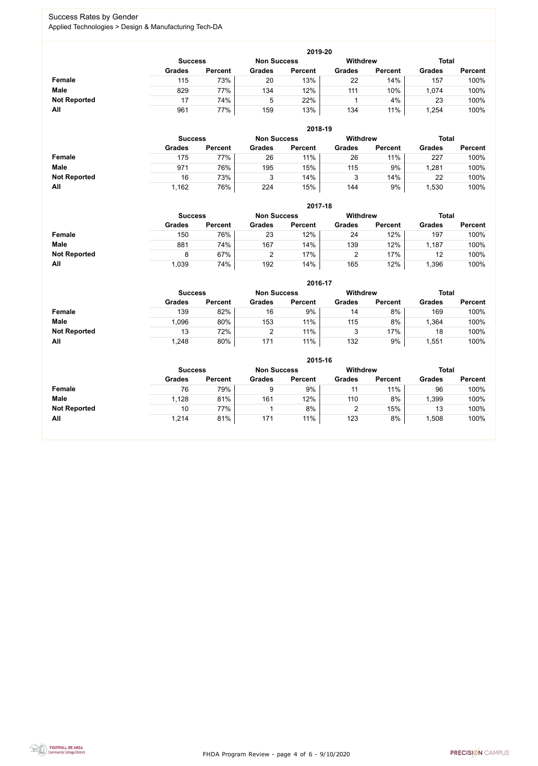# Success Rates by Gender

Applied Technologies > Design & Manufacturing Tech-DA

## 2019-20

| | Success | | Non Success | | Withdrew | | Total | |
|---|---|---|---|---|---|---|---|---|
| | Grades | Percent | Grades | Percent | Grades | Percent | Grades | Percent |
| **Female** | 115 | 73% | 20 | 13% | 22 | 14% | 157 | 100% |
| **Male** | 829 | 77% | 134 | 12% | 111 | 10% | 1,074 | 100% |
| **Not Reported** | 17 | 74% | 5 | 22% | 1 | 4% | 23 | 100% |
| **All** | 961 | 77% | 159 | 13% | 134 | 11% | 1,254 | 100% |

## 2018-19

| | Success | | Non Success | | Withdrew | | Total | |
|---|---|---|---|---|---|---|---|---|
| | Grades | Percent | Grades | Percent | Grades | Percent | Grades | Percent |
| **Female** | 175 | 77% | 26 | 11% | 26 | 11% | 227 | 100% |
| **Male** | 971 | 76% | 195 | 15% | 115 | 9% | 1,281 | 100% |
| **Not Reported** | 16 | 73% | 3 | 14% | 3 | 14% | 22 | 100% |
| **All** | 1,162 | 76% | 224 | 15% | 144 | 9% | 1,530 | 100% |

## 2017-18

| | Success | | Non Success | | Withdrew | | Total | |
|---|---|---|---|---|---|---|---|---|
| | Grades | Percent | Grades | Percent | Grades | Percent | Grades | Percent |
| **Female** | 150 | 76% | 23 | 12% | 24 | 12% | 197 | 100% |
| **Male** | 881 | 74% | 167 | 14% | 139 | 12% | 1,187 | 100% |
| **Not Reported** | 8 | 67% | 2 | 17% | 2 | 17% | 12 | 100% |
| **All** | 1,039 | 74% | 192 | 14% | 165 | 12% | 1,396 | 100% |

## 2016-17

| | Success | | Non Success | | Withdrew | | Total | |
|---|---|---|---|---|---|---|---|---|
| | Grades | Percent | Grades | Percent | Grades | Percent | Grades | Percent |
| **Female** | 139 | 82% | 16 | 9% | 14 | 8% | 169 | 100% |
| **Male** | 1,096 | 80% | 153 | 11% | 115 | 8% | 1,364 | 100% |
| **Not Reported** | 13 | 72% | 2 | 11% | 3 | 17% | 18 | 100% |
| **All** | 1,248 | 80% | 171 | 11% | 132 | 9% | 1,551 | 100% |

## 2015-16

| | Success | | Non Success | | Withdrew | | Total | |
|---|---|---|---|---|---|---|---|---|
| | Grades | Percent | Grades | Percent | Grades | Percent | Grades | Percent |
| **Female** | 76 | 79% | 9 | 9% | 11 | 11% | 96 | 100% |
| **Male** | 1,128 | 81% | 161 | 12% | 110 | 8% | 1,399 | 100% |
| **Not Reported** | 10 | 77% | 1 | 8% | 2 | 15% | 13 | 100% |
| **All** | 1,214 | 81% | 171 | 11% | 123 | 8% | 1,508 | 100% |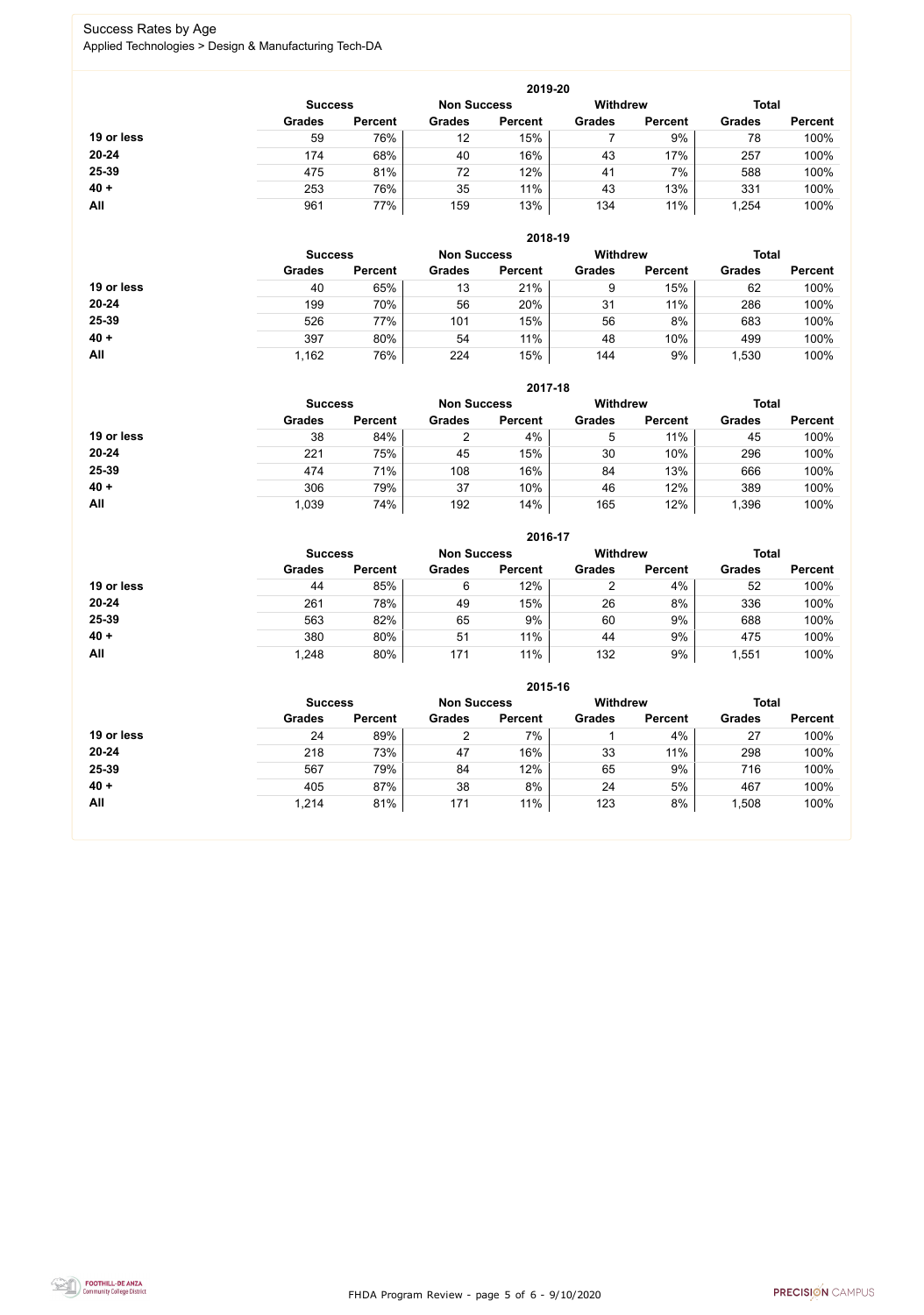Success Rates by Age

Applied Technologies > Design & Manufacturing Tech-DA

| 2019-20 | Success | | Non Success | | Withdrew | | Total | |
|---|---|---|---|---|---|---|---|---|
| | Grades | Percent | Grades | Percent | Grades | Percent | Grades | Percent |
| 19 or less | 59 | 76% | 12 | 15% | 7 | 9% | 78 | 100% |
| 20-24 | 174 | 68% | 40 | 16% | 43 | 17% | 257 | 100% |
| 25-39 | 475 | 81% | 72 | 12% | 41 | 7% | 588 | 100% |
| 40 + | 253 | 76% | 35 | 11% | 43 | 13% | 331 | 100% |
| All | 961 | 77% | 159 | 13% | 134 | 11% | 1,254 | 100% |

| 2018-19 | Success | | Non Success | | Withdrew | | Total | |
|---|---|---|---|---|---|---|---|---|
| | Grades | Percent | Grades | Percent | Grades | Percent | Grades | Percent |
| 19 or less | 40 | 65% | 13 | 21% | 9 | 15% | 62 | 100% |
| 20-24 | 199 | 70% | 56 | 20% | 31 | 11% | 286 | 100% |
| 25-39 | 526 | 77% | 101 | 15% | 56 | 8% | 683 | 100% |
| 40 + | 397 | 80% | 54 | 11% | 48 | 10% | 499 | 100% |
| All | 1,162 | 76% | 224 | 15% | 144 | 9% | 1,530 | 100% |

| 2017-18 | Success | | Non Success | | Withdrew | | Total | |
|---|---|---|---|---|---|---|---|---|
| | Grades | Percent | Grades | Percent | Grades | Percent | Grades | Percent |
| 19 or less | 38 | 84% | 2 | 4% | 5 | 11% | 45 | 100% |
| 20-24 | 221 | 75% | 45 | 15% | 30 | 10% | 296 | 100% |
| 25-39 | 474 | 71% | 108 | 16% | 84 | 13% | 666 | 100% |
| 40 + | 306 | 79% | 37 | 10% | 46 | 12% | 389 | 100% |
| All | 1,039 | 74% | 192 | 14% | 165 | 12% | 1,396 | 100% |

| 2016-17 | Success | | Non Success | | Withdrew | | Total | |
|---|---|---|---|---|---|---|---|---|
| | Grades | Percent | Grades | Percent | Grades | Percent | Grades | Percent |
| 19 or less | 44 | 85% | 6 | 12% | 2 | 4% | 52 | 100% |
| 20-24 | 261 | 78% | 49 | 15% | 26 | 8% | 336 | 100% |
| 25-39 | 563 | 82% | 65 | 9% | 60 | 9% | 688 | 100% |
| 40 + | 380 | 80% | 51 | 11% | 44 | 9% | 475 | 100% |
| All | 1,248 | 80% | 171 | 11% | 132 | 9% | 1,551 | 100% |

| 2015-16 | Success | | Non Success | | Withdrew | | Total | |
|---|---|---|---|---|---|---|---|---|
| | Grades | Percent | Grades | Percent | Grades | Percent | Grades | Percent |
| 19 or less | 24 | 89% | 2 | 7% | 1 | 4% | 27 | 100% |
| 20-24 | 218 | 73% | 47 | 16% | 33 | 11% | 298 | 100% |
| 25-39 | 567 | 79% | 84 | 12% | 65 | 9% | 716 | 100% |
| 40 + | 405 | 87% | 38 | 8% | 24 | 5% | 467 | 100% |
| All | 1,214 | 81% | 171 | 11% | 123 | 8% | 1,508 | 100% |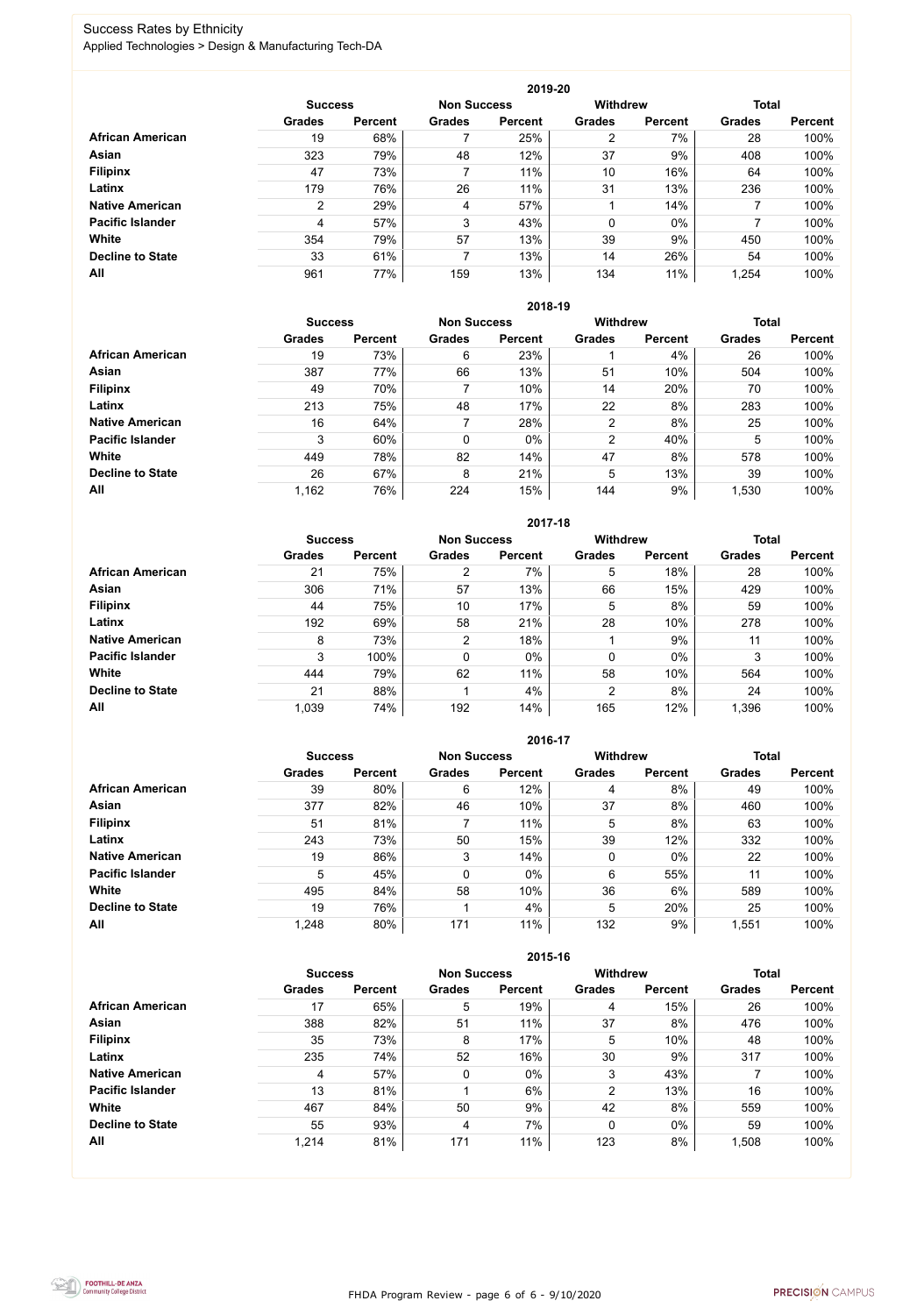# Success Rates by Ethnicity

Applied Technologies > Design & Manufacturing Tech-DA

## 2019-20

| | Success | | Non Success | | Withdrew | | Total | |
|---|---|---|---|---|---|---|---|---|
| | Grades | Percent | Grades | Percent | Grades | Percent | Grades | Percent |
| **African American** | 19 | 68% | 7 | 25% | 2 | 7% | 28 | 100% |
| **Asian** | 323 | 79% | 48 | 12% | 37 | 9% | 408 | 100% |
| **Filipinx** | 47 | 73% | 7 | 11% | 10 | 16% | 64 | 100% |
| **Latinx** | 179 | 76% | 26 | 11% | 31 | 13% | 236 | 100% |
| **Native American** | 2 | 29% | 4 | 57% | 1 | 14% | 7 | 100% |
| **Pacific Islander** | 4 | 57% | 3 | 43% | 0 | 0% | 7 | 100% |
| **White** | 354 | 79% | 57 | 13% | 39 | 9% | 450 | 100% |
| **Decline to State** | 33 | 61% | 7 | 13% | 14 | 26% | 54 | 100% |
| **All** | 961 | 77% | 159 | 13% | 134 | 11% | 1,254 | 100% |

## 2018-19

| | Success | | Non Success | | Withdrew | | Total | |
|---|---|---|---|---|---|---|---|---|
| | Grades | Percent | Grades | Percent | Grades | Percent | Grades | Percent |
| **African American** | 19 | 73% | 6 | 23% | 1 | 4% | 26 | 100% |
| **Asian** | 387 | 77% | 66 | 13% | 51 | 10% | 504 | 100% |
| **Filipinx** | 49 | 70% | 7 | 10% | 14 | 20% | 70 | 100% |
| **Latinx** | 213 | 75% | 48 | 17% | 22 | 8% | 283 | 100% |
| **Native American** | 16 | 64% | 7 | 28% | 2 | 8% | 25 | 100% |
| **Pacific Islander** | 3 | 60% | 0 | 0% | 2 | 40% | 5 | 100% |
| **White** | 449 | 78% | 82 | 14% | 47 | 8% | 578 | 100% |
| **Decline to State** | 26 | 67% | 8 | 21% | 5 | 13% | 39 | 100% |
| **All** | 1,162 | 76% | 224 | 15% | 144 | 9% | 1,530 | 100% |

## 2017-18

| | Success | | Non Success | | Withdrew | | Total | |
|---|---|---|---|---|---|---|---|---|
| | Grades | Percent | Grades | Percent | Grades | Percent | Grades | Percent |
| **African American** | 21 | 75% | 2 | 7% | 5 | 18% | 28 | 100% |
| **Asian** | 306 | 71% | 57 | 13% | 66 | 15% | 429 | 100% |
| **Filipinx** | 44 | 75% | 10 | 17% | 5 | 8% | 59 | 100% |
| **Latinx** | 192 | 69% | 58 | 21% | 28 | 10% | 278 | 100% |
| **Native American** | 8 | 73% | 2 | 18% | 1 | 9% | 11 | 100% |
| **Pacific Islander** | 3 | 100% | 0 | 0% | 0 | 0% | 3 | 100% |
| **White** | 444 | 79% | 62 | 11% | 58 | 10% | 564 | 100% |
| **Decline to State** | 21 | 88% | 1 | 4% | 2 | 8% | 24 | 100% |
| **All** | 1,039 | 74% | 192 | 14% | 165 | 12% | 1,396 | 100% |

## 2016-17

| | Success | | Non Success | | Withdrew | | Total | |
|---|---|---|---|---|---|---|---|---|
| | Grades | Percent | Grades | Percent | Grades | Percent | Grades | Percent |
| **African American** | 39 | 80% | 6 | 12% | 4 | 8% | 49 | 100% |
| **Asian** | 377 | 82% | 46 | 10% | 37 | 8% | 460 | 100% |
| **Filipinx** | 51 | 81% | 7 | 11% | 5 | 8% | 63 | 100% |
| **Latinx** | 243 | 73% | 50 | 15% | 39 | 12% | 332 | 100% |
| **Native American** | 19 | 86% | 3 | 14% | 0 | 0% | 22 | 100% |
| **Pacific Islander** | 5 | 45% | 0 | 0% | 6 | 55% | 11 | 100% |
| **White** | 495 | 84% | 58 | 10% | 36 | 6% | 589 | 100% |
| **Decline to State** | 19 | 76% | 1 | 4% | 5 | 20% | 25 | 100% |
| **All** | 1,248 | 80% | 171 | 11% | 132 | 9% | 1,551 | 100% |

## 2015-16

| | Success | | Non Success | | Withdrew | | Total | |
|---|---|---|---|---|---|---|---|---|
| | Grades | Percent | Grades | Percent | Grades | Percent | Grades | Percent |
| **African American** | 17 | 65% | 5 | 19% | 4 | 15% | 26 | 100% |
| **Asian** | 388 | 82% | 51 | 11% | 37 | 8% | 476 | 100% |
| **Filipinx** | 35 | 73% | 8 | 17% | 5 | 10% | 48 | 100% |
| **Latinx** | 235 | 74% | 52 | 16% | 30 | 9% | 317 | 100% |
| **Native American** | 4 | 57% | 0 | 0% | 3 | 43% | 7 | 100% |
| **Pacific Islander** | 13 | 81% | 1 | 6% | 2 | 13% | 16 | 100% |
| **White** | 467 | 84% | 50 | 9% | 42 | 8% | 559 | 100% |
| **Decline to State** | 55 | 93% | 4 | 7% | 0 | 0% | 59 | 100% |
| **All** | 1,214 | 81% | 171 | 11% | 123 | 8% | 1,508 | 100% |